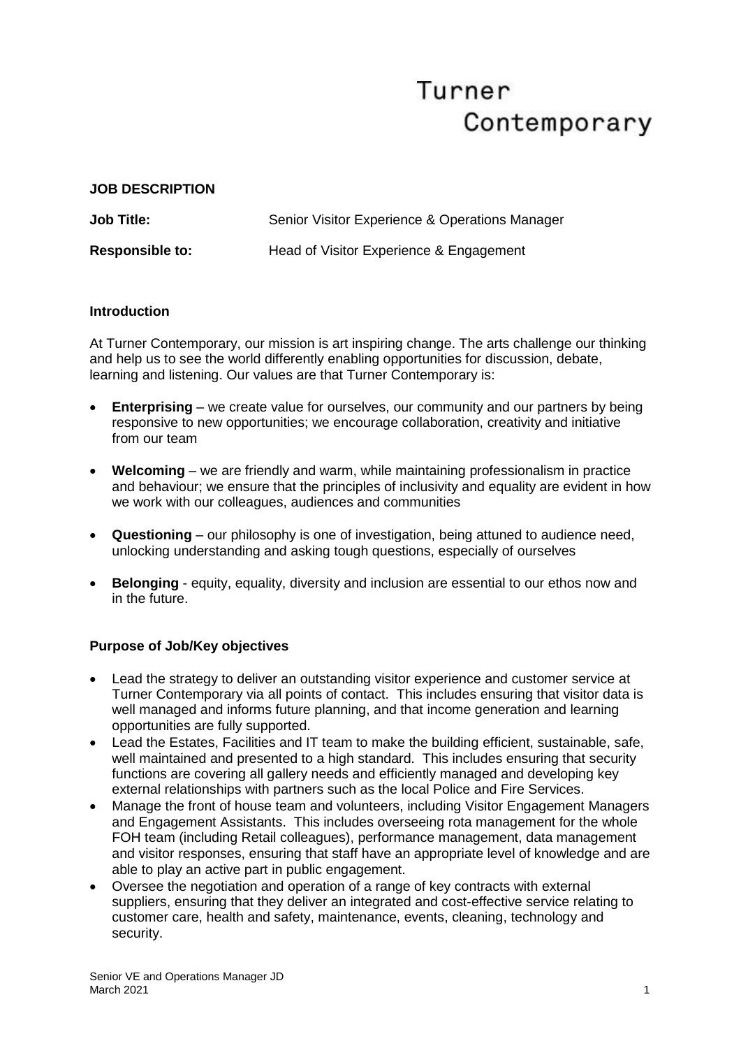Turner
Contemporary

**JOB DESCRIPTION**

**Job Title:** Senior Visitor Experience & Operations Manager

**Responsible to:** Head of Visitor Experience & Engagement

**Introduction**

At Turner Contemporary, our mission is art inspiring change. The arts challenge our thinking and help us to see the world differently enabling opportunities for discussion, debate, learning and listening. Our values are that Turner Contemporary is:

- **Enterprising** – we create value for ourselves, our community and our partners by being responsive to new opportunities; we encourage collaboration, creativity and initiative from our team
- **Welcoming** – we are friendly and warm, while maintaining professionalism in practice and behaviour; we ensure that the principles of inclusivity and equality are evident in how we work with our colleagues, audiences and communities
- **Questioning** – our philosophy is one of investigation, being attuned to audience need, unlocking understanding and asking tough questions, especially of ourselves
- **Belonging** - equity, equality, diversity and inclusion are essential to our ethos now and in the future.

**Purpose of Job/Key objectives**

- Lead the strategy to deliver an outstanding visitor experience and customer service at Turner Contemporary via all points of contact. This includes ensuring that visitor data is well managed and informs future planning, and that income generation and learning opportunities are fully supported.
- Lead the Estates, Facilities and IT team to make the building efficient, sustainable, safe, well maintained and presented to a high standard. This includes ensuring that security functions are covering all gallery needs and efficiently managed and developing key external relationships with partners such as the local Police and Fire Services.
- Manage the front of house team and volunteers, including Visitor Engagement Managers and Engagement Assistants. This includes overseeing rota management for the whole FOH team (including Retail colleagues), performance management, data management and visitor responses, ensuring that staff have an appropriate level of knowledge and are able to play an active part in public engagement.
- Oversee the negotiation and operation of a range of key contracts with external suppliers, ensuring that they deliver an integrated and cost-effective service relating to customer care, health and safety, maintenance, events, cleaning, technology and security.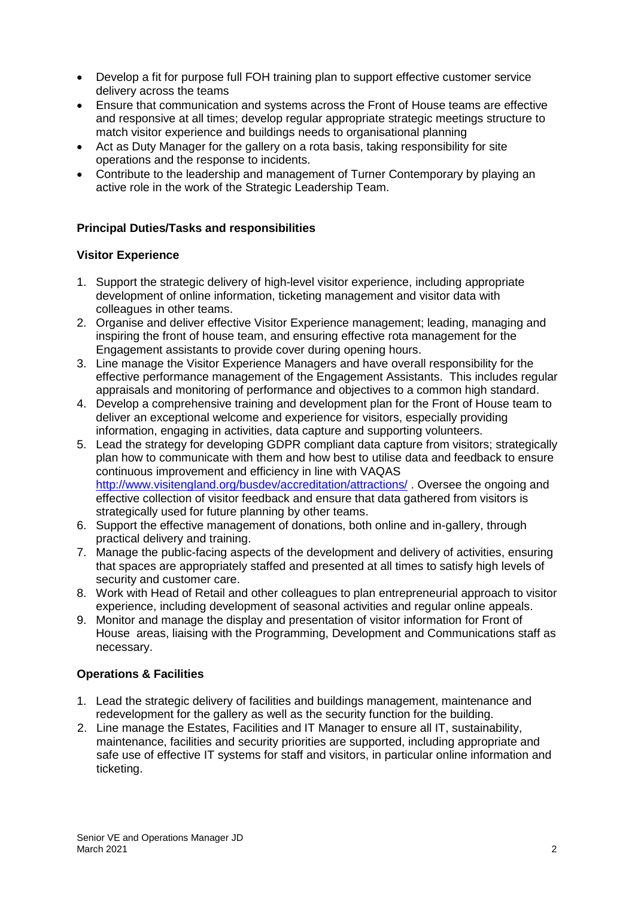- Develop a fit for purpose full FOH training plan to support effective customer service delivery across the teams
- Ensure that communication and systems across the Front of House teams are effective and responsive at all times; develop regular appropriate strategic meetings structure to match visitor experience and buildings needs to organisational planning
- Act as Duty Manager for the gallery on a rota basis, taking responsibility for site operations and the response to incidents.
- Contribute to the leadership and management of Turner Contemporary by playing an active role in the work of the Strategic Leadership Team.

**Principal Duties/Tasks and responsibilities**

**Visitor Experience**

1. Support the strategic delivery of high-level visitor experience, including appropriate development of online information, ticketing management and visitor data with colleagues in other teams.
2. Organise and deliver effective Visitor Experience management; leading, managing and inspiring the front of house team, and ensuring effective rota management for the Engagement assistants to provide cover during opening hours.
3. Line manage the Visitor Experience Managers and have overall responsibility for the effective performance management of the Engagement Assistants. This includes regular appraisals and monitoring of performance and objectives to a common high standard.
4. Develop a comprehensive training and development plan for the Front of House team to deliver an exceptional welcome and experience for visitors, especially providing information, engaging in activities, data capture and supporting volunteers.
5. Lead the strategy for developing GDPR compliant data capture from visitors; strategically plan how to communicate with them and how best to utilise data and feedback to ensure continuous improvement and efficiency in line with VAQAS http://www.visitengland.org/busdev/accreditation/attractions/ . Oversee the ongoing and effective collection of visitor feedback and ensure that data gathered from visitors is strategically used for future planning by other teams.
6. Support the effective management of donations, both online and in-gallery, through practical delivery and training.
7. Manage the public-facing aspects of the development and delivery of activities, ensuring that spaces are appropriately staffed and presented at all times to satisfy high levels of security and customer care.
8. Work with Head of Retail and other colleagues to plan entrepreneurial approach to visitor experience, including development of seasonal activities and regular online appeals.
9. Monitor and manage the display and presentation of visitor information for Front of House areas, liaising with the Programming, Development and Communications staff as necessary.

**Operations & Facilities**

1. Lead the strategic delivery of facilities and buildings management, maintenance and redevelopment for the gallery as well as the security function for the building.
2. Line manage the Estates, Facilities and IT Manager to ensure all IT, sustainability, maintenance, facilities and security priorities are supported, including appropriate and safe use of effective IT systems for staff and visitors, in particular online information and ticketing.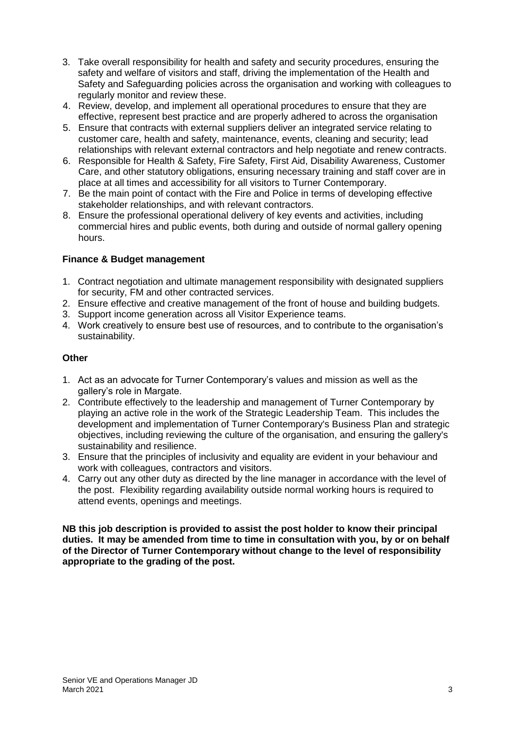3. Take overall responsibility for health and safety and security procedures, ensuring the safety and welfare of visitors and staff, driving the implementation of the Health and Safety and Safeguarding policies across the organisation and working with colleagues to regularly monitor and review these.
4. Review, develop, and implement all operational procedures to ensure that they are effective, represent best practice and are properly adhered to across the organisation
5. Ensure that contracts with external suppliers deliver an integrated service relating to customer care, health and safety, maintenance, events, cleaning and security; lead relationships with relevant external contractors and help negotiate and renew contracts.
6. Responsible for Health & Safety, Fire Safety, First Aid, Disability Awareness, Customer Care, and other statutory obligations, ensuring necessary training and staff cover are in place at all times and accessibility for all visitors to Turner Contemporary.
7. Be the main point of contact with the Fire and Police in terms of developing effective stakeholder relationships, and with relevant contractors.
8. Ensure the professional operational delivery of key events and activities, including commercial hires and public events, both during and outside of normal gallery opening hours.

**Finance & Budget management**

1. Contract negotiation and ultimate management responsibility with designated suppliers for security, FM and other contracted services.
2. Ensure effective and creative management of the front of house and building budgets.
3. Support income generation across all Visitor Experience teams.
4. Work creatively to ensure best use of resources, and to contribute to the organisation's sustainability.

**Other**

1. Act as an advocate for Turner Contemporary's values and mission as well as the gallery's role in Margate.
2. Contribute effectively to the leadership and management of Turner Contemporary by playing an active role in the work of the Strategic Leadership Team. This includes the development and implementation of Turner Contemporary's Business Plan and strategic objectives, including reviewing the culture of the organisation, and ensuring the gallery's sustainability and resilience.
3. Ensure that the principles of inclusivity and equality are evident in your behaviour and work with colleagues, contractors and visitors.
4. Carry out any other duty as directed by the line manager in accordance with the level of the post. Flexibility regarding availability outside normal working hours is required to attend events, openings and meetings.

**NB this job description is provided to assist the post holder to know their principal duties. It may be amended from time to time in consultation with you, by or on behalf of the Director of Turner Contemporary without change to the level of responsibility appropriate to the grading of the post.**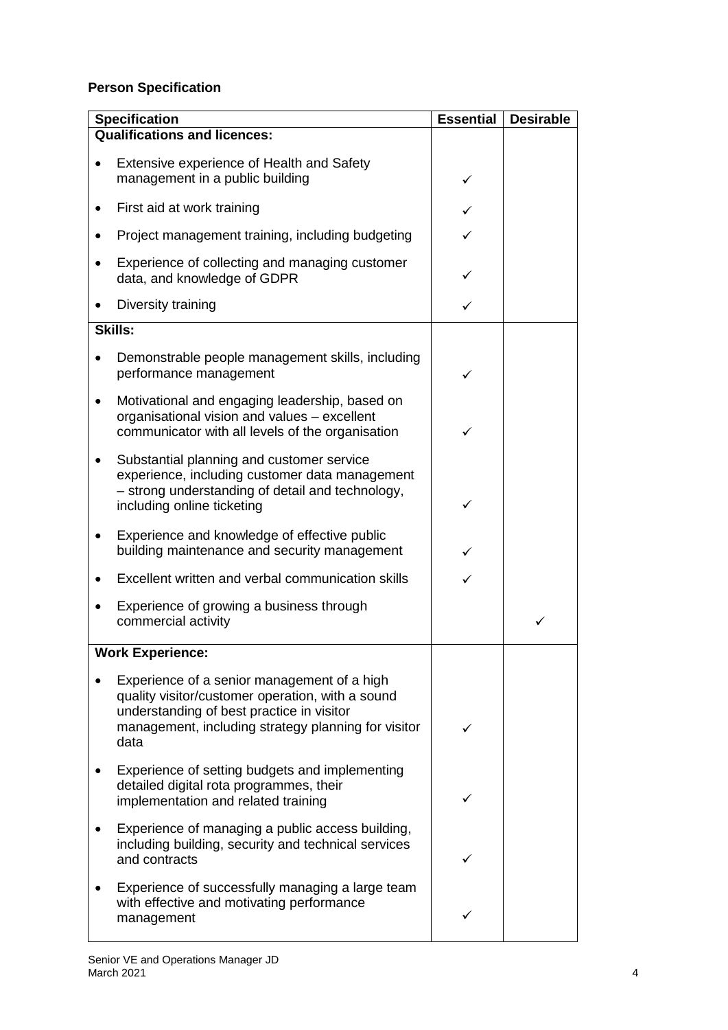**Person Specification**

| Specification | Essential | Desirable |
|---|---|---|
| **Qualifications and licences:** | | |
| • Extensive experience of Health and Safety management in a public building | ✓ | |
| • First aid at work training | ✓ | |
| • Project management training, including budgeting | ✓ | |
| • Experience of collecting and managing customer data, and knowledge of GDPR | ✓ | |
| • Diversity training | ✓ | |
| **Skills:** | | |
| • Demonstrable people management skills, including performance management | ✓ | |
| • Motivational and engaging leadership, based on organisational vision and values – excellent communicator with all levels of the organisation | ✓ | |
| • Substantial planning and customer service experience, including customer data management – strong understanding of detail and technology, including online ticketing | ✓ | |
| • Experience and knowledge of effective public building maintenance and security management | ✓ | |
| • Excellent written and verbal communication skills | ✓ | |
| • Experience of growing a business through commercial activity | | ✓ |
| **Work Experience:** | | |
| • Experience of a senior management of a high quality visitor/customer operation, with a sound understanding of best practice in visitor management, including strategy planning for visitor data | ✓ | |
| • Experience of setting budgets and implementing detailed digital rota programmes, their implementation and related training | ✓ | |
| • Experience of managing a public access building, including building, security and technical services and contracts | ✓ | |
| • Experience of successfully managing a large team with effective and motivating performance management | ✓ | |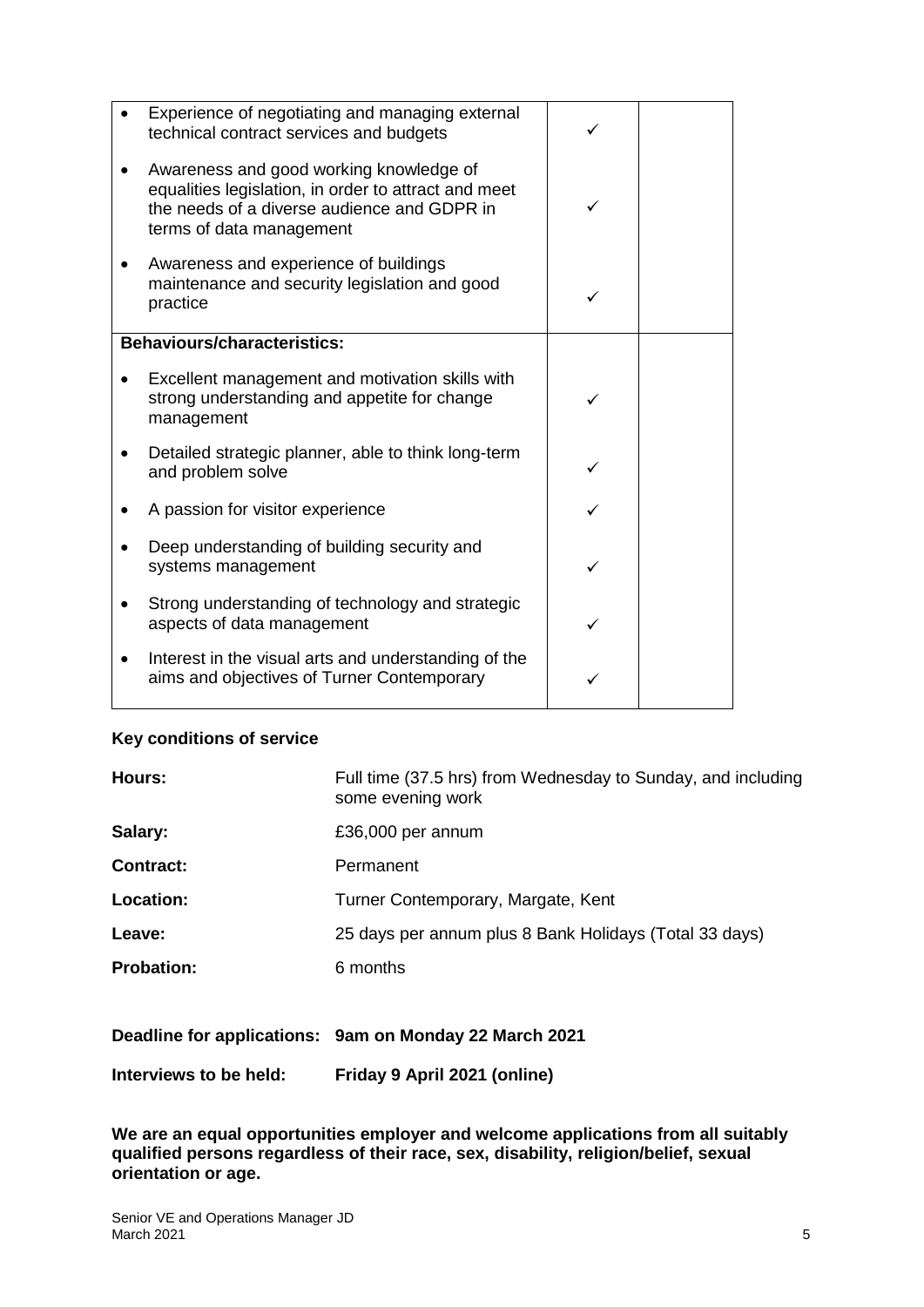| | | |
|---|---|---|
| • Experience of negotiating and managing external technical contract services and budgets | ✓ | |
| • Awareness and good working knowledge of equalities legislation, in order to attract and meet the needs of a diverse audience and GDPR in terms of data management | ✓ | |
| • Awareness and experience of buildings maintenance and security legislation and good practice | ✓ | |
| **Behaviours/characteristics:** | | |
| • Excellent management and motivation skills with strong understanding and appetite for change management | ✓ | |
| • Detailed strategic planner, able to think long-term and problem solve | ✓ | |
| • A passion for visitor experience | ✓ | |
| • Deep understanding of building security and systems management | ✓ | |
| • Strong understanding of technology and strategic aspects of data management | ✓ | |
| • Interest in the visual arts and understanding of the aims and objectives of Turner Contemporary | ✓ | |

**Key conditions of service**

| | |
|---|---|
| **Hours:** | Full time (37.5 hrs) from Wednesday to Sunday, and including some evening work |
| **Salary:** | £36,000 per annum |
| **Contract:** | Permanent |
| **Location:** | Turner Contemporary, Margate, Kent |
| **Leave:** | 25 days per annum plus 8 Bank Holidays (Total 33 days) |
| **Probation:** | 6 months |

**Deadline for applications: 9am on Monday 22 March 2021**

**Interviews to be held: Friday 9 April 2021 (online)**

**We are an equal opportunities employer and welcome applications from all suitably qualified persons regardless of their race, sex, disability, religion/belief, sexual orientation or age.**